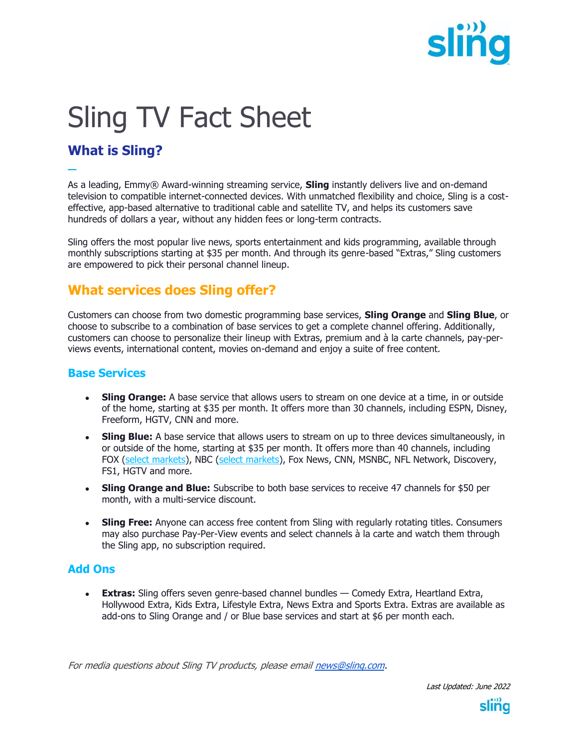# Sling TV Fact Sheet

## What is Sling?

As a leading, Emmy® Award-winning streaming service, **Sling** instantly delivers live and on-demand television to compatible internet-connected devices. With unmatched flexibility and choice, Sling is a cost-effective, app-based alternative to traditional cable and satellite TV, and helps its customers save hundreds of dollars a year, without any hidden fees or long-term contracts.

Sling offers the most popular live news, sports entertainment and kids programming, available through monthly subscriptions starting at $35 per month. And through its genre-based "Extras," Sling customers are empowered to pick their personal channel lineup.

## What services does Sling offer?

Customers can choose from two domestic programming base services, **Sling Orange** and **Sling Blue**, or choose to subscribe to a combination of base services to get a complete channel offering. Additionally, customers can choose to personalize their lineup with Extras, premium and à la carte channels, pay-per-views events, international content, movies on-demand and enjoy a suite of free content.

### Base Services

- **Sling Orange:** A base service that allows users to stream on one device at a time, in or outside of the home, starting at $35 per month. It offers more than 30 channels, including ESPN, Disney, Freeform, HGTV, CNN and more.
- **Sling Blue:** A base service that allows users to stream on up to three devices simultaneously, in or outside of the home, starting at $35 per month. It offers more than 40 channels, including FOX (select markets), NBC (select markets), Fox News, CNN, MSNBC, NFL Network, Discovery, FS1, HGTV and more.
- **Sling Orange and Blue:** Subscribe to both base services to receive 47 channels for $50 per month, with a multi-service discount.
- **Sling Free:** Anyone can access free content from Sling with regularly rotating titles. Consumers may also purchase Pay-Per-View events and select channels à la carte and watch them through the Sling app, no subscription required.

### Add Ons

- **Extras:** Sling offers seven genre-based channel bundles — Comedy Extra, Heartland Extra, Hollywood Extra, Kids Extra, Lifestyle Extra, News Extra and Sports Extra. Extras are available as add-ons to Sling Orange and / or Blue base services and start at $6 per month each.

*For media questions about Sling TV products, please email news@sling.com.*

*Last Updated: June 2022*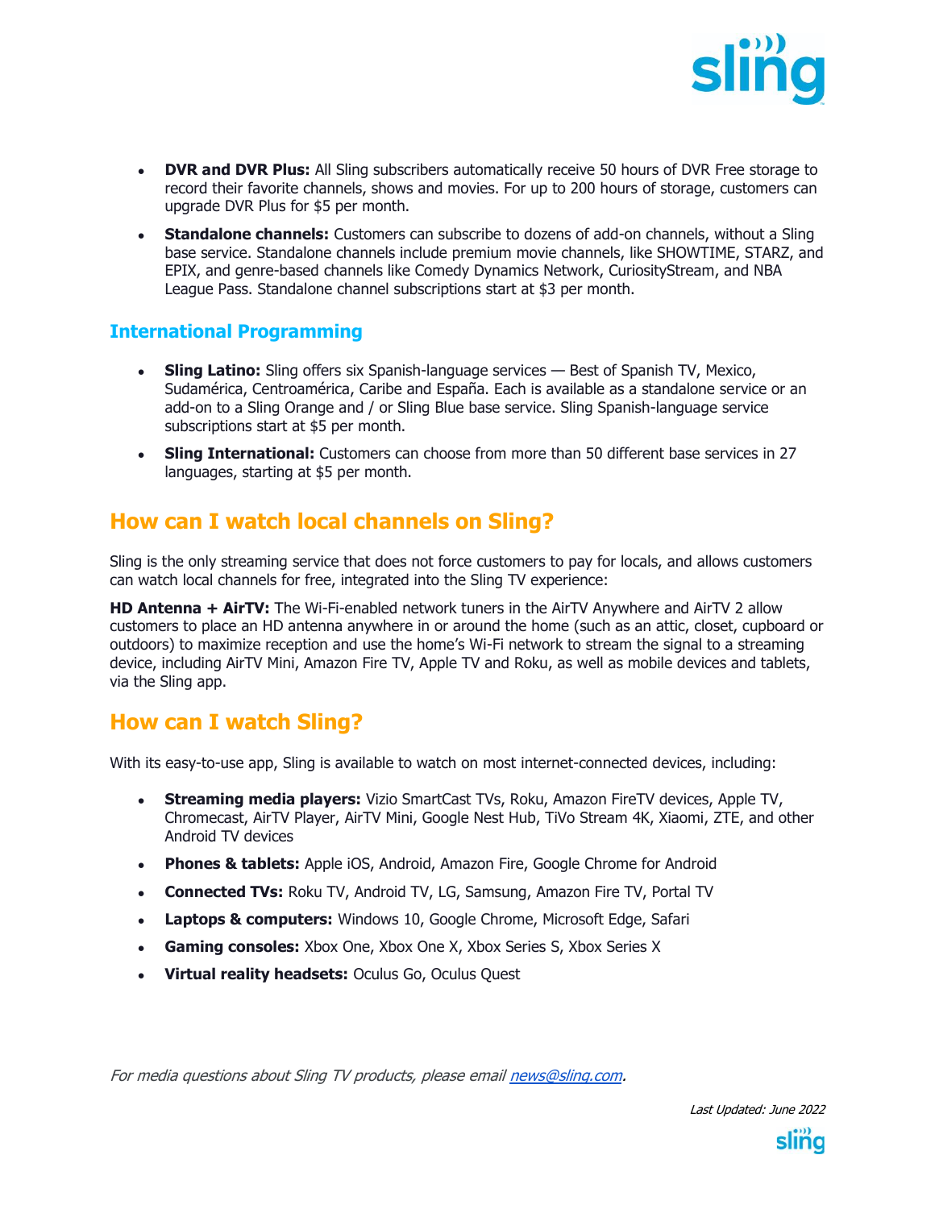- **DVR and DVR Plus:** All Sling subscribers automatically receive 50 hours of DVR Free storage to record their favorite channels, shows and movies. For up to 200 hours of storage, customers can upgrade DVR Plus for $5 per month.
- **Standalone channels:** Customers can subscribe to dozens of add-on channels, without a Sling base service. Standalone channels include premium movie channels, like SHOWTIME, STARZ, and EPIX, and genre-based channels like Comedy Dynamics Network, CuriosityStream, and NBA League Pass. Standalone channel subscriptions start at $3 per month.

### International Programming

- **Sling Latino:** Sling offers six Spanish-language services — Best of Spanish TV, Mexico, Sudamérica, Centroamérica, Caribe and España. Each is available as a standalone service or an add-on to a Sling Orange and / or Sling Blue base service. Sling Spanish-language service subscriptions start at $5 per month.
- **Sling International:** Customers can choose from more than 50 different base services in 27 languages, starting at $5 per month.

## How can I watch local channels on Sling?

Sling is the only streaming service that does not force customers to pay for locals, and allows customers can watch local channels for free, integrated into the Sling TV experience:

**HD Antenna + AirTV:** The Wi-Fi-enabled network tuners in the AirTV Anywhere and AirTV 2 allow customers to place an HD antenna anywhere in or around the home (such as an attic, closet, cupboard or outdoors) to maximize reception and use the home's Wi-Fi network to stream the signal to a streaming device, including AirTV Mini, Amazon Fire TV, Apple TV and Roku, as well as mobile devices and tablets, via the Sling app.

## How can I watch Sling?

With its easy-to-use app, Sling is available to watch on most internet-connected devices, including:

- **Streaming media players:** Vizio SmartCast TVs, Roku, Amazon FireTV devices, Apple TV, Chromecast, AirTV Player, AirTV Mini, Google Nest Hub, TiVo Stream 4K, Xiaomi, ZTE, and other Android TV devices
- **Phones & tablets:** Apple iOS, Android, Amazon Fire, Google Chrome for Android
- **Connected TVs:** Roku TV, Android TV, LG, Samsung, Amazon Fire TV, Portal TV
- **Laptops & computers:** Windows 10, Google Chrome, Microsoft Edge, Safari
- **Gaming consoles:** Xbox One, Xbox One X, Xbox Series S, Xbox Series X
- **Virtual reality headsets:** Oculus Go, Oculus Quest

*For media questions about Sling TV products, please email [news@sling.com](mailto:news@sling.com).*

*Last Updated: June 2022*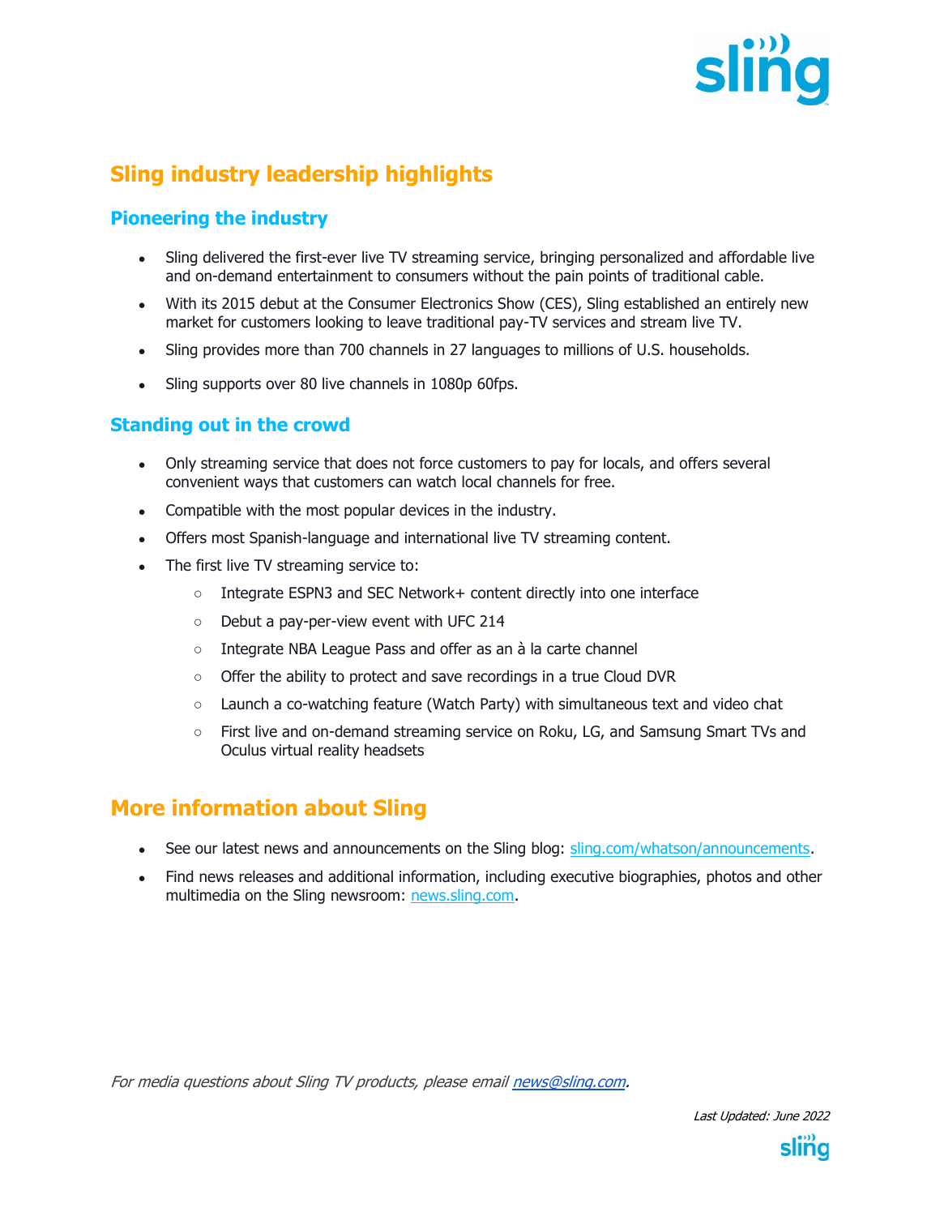# Sling industry leadership highlights

## Pioneering the industry

- Sling delivered the first-ever live TV streaming service, bringing personalized and affordable live and on-demand entertainment to consumers without the pain points of traditional cable.
- With its 2015 debut at the Consumer Electronics Show (CES), Sling established an entirely new market for customers looking to leave traditional pay-TV services and stream live TV.
- Sling provides more than 700 channels in 27 languages to millions of U.S. households.
- Sling supports over 80 live channels in 1080p 60fps.

## Standing out in the crowd

- Only streaming service that does not force customers to pay for locals, and offers several convenient ways that customers can watch local channels for free.
- Compatible with the most popular devices in the industry.
- Offers most Spanish-language and international live TV streaming content.
- The first live TV streaming service to:
  - Integrate ESPN3 and SEC Network+ content directly into one interface
  - Debut a pay-per-view event with UFC 214
  - Integrate NBA League Pass and offer as an à la carte channel
  - Offer the ability to protect and save recordings in a true Cloud DVR
  - Launch a co-watching feature (Watch Party) with simultaneous text and video chat
  - First live and on-demand streaming service on Roku, LG, and Samsung Smart TVs and Oculus virtual reality headsets

# More information about Sling

- See our latest news and announcements on the Sling blog: [sling.com/whatson/announcements](sling.com/whatson/announcements).
- Find news releases and additional information, including executive biographies, photos and other multimedia on the Sling newsroom: [news.sling.com](news.sling.com).

*For media questions about Sling TV products, please email [news@sling.com](mailto:news@sling.com).*

*Last Updated: June 2022*